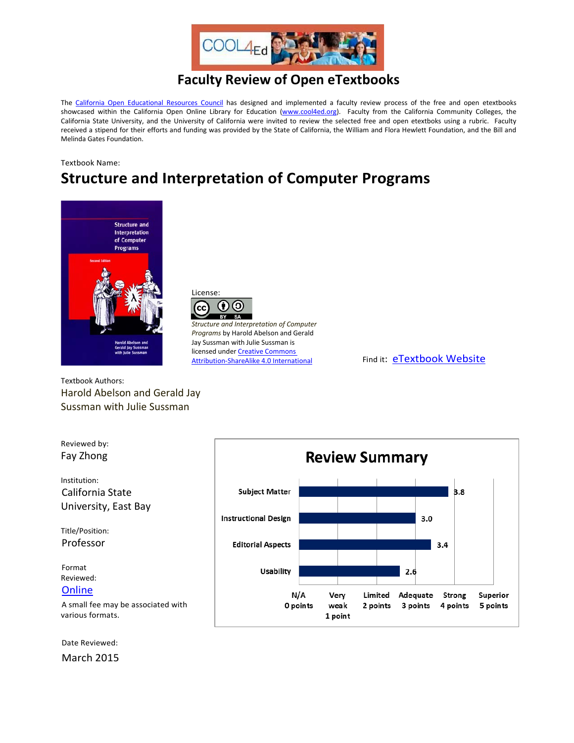# Faculty Review of Open eTextbooks

The California Open Educational Resources Council has designed and implemented a faculty review process of the free and open etextbooks showcased within the California Open Online Library for Education (www.cool4ed.org). Faculty from the California Community Colleges, the California State University, and the University of California were invited to review the selected free and open etextboks using a rubric. Faculty received a stipend for their efforts and funding was provided by the State of California, the William and Flora Hewlett Foundation, and the Bill and Melinda Gates Foundation.

Textbook Name:

## Structure and Interpretation of Computer Programs

License:

*Structure and Interpretation of Computer Programs* by Harold Abelson and Gerald Jay Sussman with Julie Sussman is licensed under Creative Commons Attribution-ShareAlike 4.0 International

Find it: eTextbook Website

Textbook Authors:
Harold Abelson and Gerald Jay Sussman with Julie Sussman

Reviewed by:
Fay Zhong

Institution:
California State University, East Bay

Title/Position:
Professor

Format Reviewed:
Online

A small fee may be associated with various formats.

Date Reviewed:
March 2015

### Review Summary

| Category | Score |
|---|---|
| Subject Matter | 3.8 |
| Instructional Design | 3.0 |
| Editorial Aspects | 3.4 |
| Usability | 2.6 |

Scale: N/A 0 points; Very weak 1 point; Limited 2 points; Adequate 3 points; Strong 4 points; Superior 5 points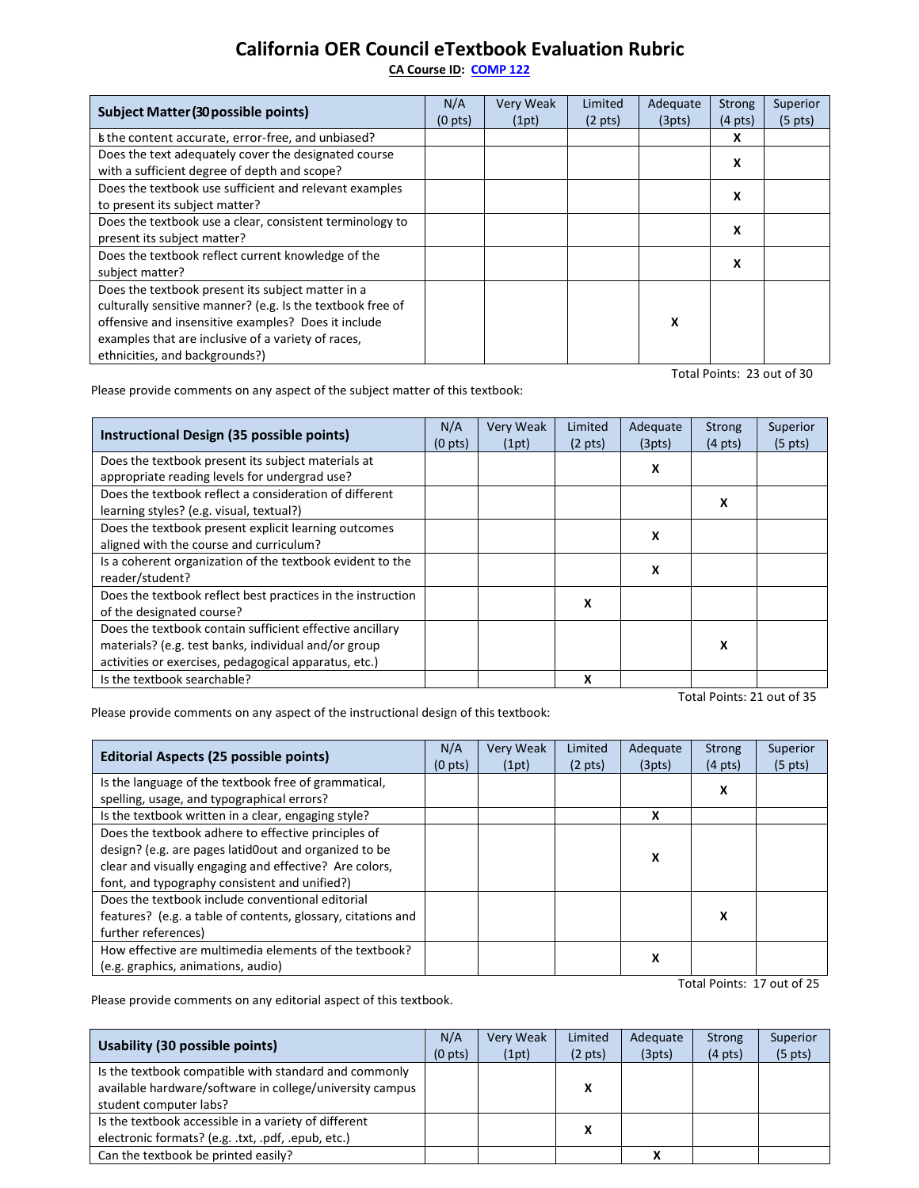# California OER Council eTextbook Evaluation Rubric

**CA Course ID: COMP 122**

| Subject Matter (30 possible points) | N/A (0 pts) | Very Weak (1pt) | Limited (2 pts) | Adequate (3pts) | Strong (4 pts) | Superior (5 pts) |
|---|---|---|---|---|---|---|
| Is the content accurate, error-free, and unbiased? | | | | | X | |
| Does the text adequately cover the designated course with a sufficient degree of depth and scope? | | | | | X | |
| Does the textbook use sufficient and relevant examples to present its subject matter? | | | | | X | |
| Does the textbook use a clear, consistent terminology to present its subject matter? | | | | | X | |
| Does the textbook reflect current knowledge of the subject matter? | | | | | X | |
| Does the textbook present its subject matter in a culturally sensitive manner? (e.g. Is the textbook free of offensive and insensitive examples? Does it include examples that are inclusive of a variety of races, ethnicities, and backgrounds?) | | | | X | | |

Total Points: 23 out of 30

Please provide comments on any aspect of the subject matter of this textbook:

| Instructional Design (35 possible points) | N/A (0 pts) | Very Weak (1pt) | Limited (2 pts) | Adequate (3pts) | Strong (4 pts) | Superior (5 pts) |
|---|---|---|---|---|---|---|
| Does the textbook present its subject materials at appropriate reading levels for undergrad use? | | | | X | | |
| Does the textbook reflect a consideration of different learning styles? (e.g. visual, textual?) | | | | | X | |
| Does the textbook present explicit learning outcomes aligned with the course and curriculum? | | | | X | | |
| Is a coherent organization of the textbook evident to the reader/student? | | | | X | | |
| Does the textbook reflect best practices in the instruction of the designated course? | | | X | | | |
| Does the textbook contain sufficient effective ancillary materials? (e.g. test banks, individual and/or group activities or exercises, pedagogical apparatus, etc.) | | | | | X | |
| Is the textbook searchable? | | | X | | | |

Total Points: 21 out of 35

Please provide comments on any aspect of the instructional design of this textbook:

| Editorial Aspects (25 possible points) | N/A (0 pts) | Very Weak (1pt) | Limited (2 pts) | Adequate (3pts) | Strong (4 pts) | Superior (5 pts) |
|---|---|---|---|---|---|---|
| Is the language of the textbook free of grammatical, spelling, usage, and typographical errors? | | | | | X | |
| Is the textbook written in a clear, engaging style? | | | | X | | |
| Does the textbook adhere to effective principles of design? (e.g. are pages latid0out and organized to be clear and visually engaging and effective? Are colors, font, and typography consistent and unified?) | | | | X | | |
| Does the textbook include conventional editorial features? (e.g. a table of contents, glossary, citations and further references) | | | | | X | |
| How effective are multimedia elements of the textbook? (e.g. graphics, animations, audio) | | | | X | | |

Total Points: 17 out of 25

Please provide comments on any editorial aspect of this textbook.

| Usability (30 possible points) | N/A (0 pts) | Very Weak (1pt) | Limited (2 pts) | Adequate (3pts) | Strong (4 pts) | Superior (5 pts) |
|---|---|---|---|---|---|---|
| Is the textbook compatible with standard and commonly available hardware/software in college/university campus student computer labs? | | | X | | | |
| Is the textbook accessible in a variety of different electronic formats? (e.g. .txt, .pdf, .epub, etc.) | | | X | | | |
| Can the textbook be printed easily? | | | | X | | |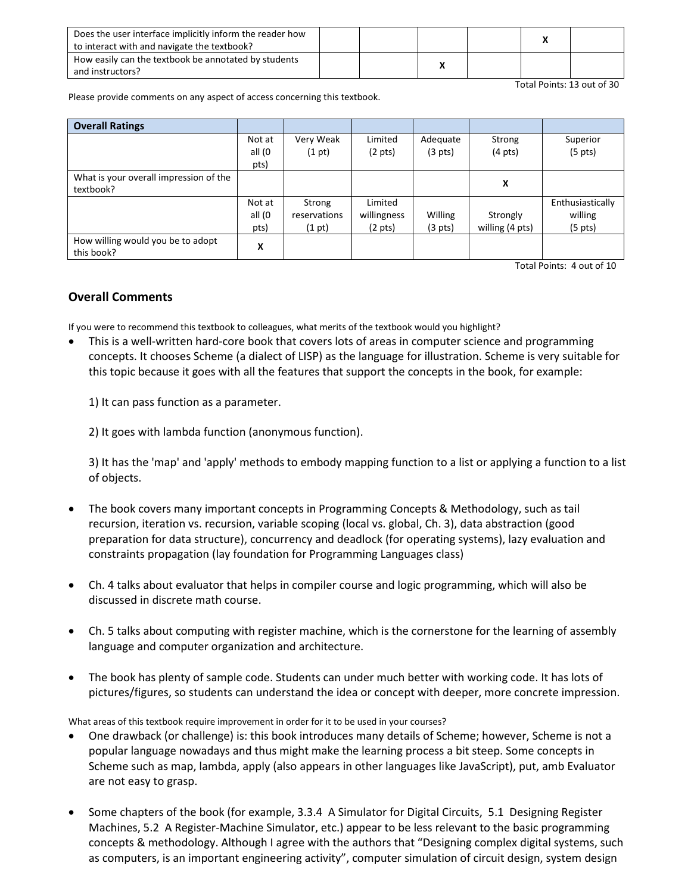| | | | | | | |
|---|---|---|---|---|---|---|
| Does the user interface implicitly inform the reader how to interact with and navigate the textbook? | | | | | X | |
| How easily can the textbook be annotated by students and instructors? | | | X | | | |

Total Points: 13 out of 30

Please provide comments on any aspect of access concerning this textbook.

| Overall Ratings | | | | | | |
|---|---|---|---|---|---|---|
| | Not at all (0 pts) | Very Weak (1 pt) | Limited (2 pts) | Adequate (3 pts) | Strong (4 pts) | Superior (5 pts) |
| What is your overall impression of the textbook? | | | | | X | |
| | Not at all (0 pts) | Strong reservations (1 pt) | Limited willingness (2 pts) | Willing (3 pts) | Strongly willing (4 pts) | Enthusiastically willing (5 pts) |
| How willing would you be to adopt this book? | X | | | | | |

Total Points: 4 out of 10

## Overall Comments

If you were to recommend this textbook to colleagues, what merits of the textbook would you highlight?

- This is a well-written hard-core book that covers lots of areas in computer science and programming concepts. It chooses Scheme (a dialect of LISP) as the language for illustration. Scheme is very suitable for this topic because it goes with all the features that support the concepts in the book, for example:

  1) It can pass function as a parameter.

  2) It goes with lambda function (anonymous function).

  3) It has the 'map' and 'apply' methods to embody mapping function to a list or applying a function to a list of objects.

- The book covers many important concepts in Programming Concepts & Methodology, such as tail recursion, iteration vs. recursion, variable scoping (local vs. global, Ch. 3), data abstraction (good preparation for data structure), concurrency and deadlock (for operating systems), lazy evaluation and constraints propagation (lay foundation for Programming Languages class)

- Ch. 4 talks about evaluator that helps in compiler course and logic programming, which will also be discussed in discrete math course.

- Ch. 5 talks about computing with register machine, which is the cornerstone for the learning of assembly language and computer organization and architecture.

- The book has plenty of sample code. Students can under much better with working code. It has lots of pictures/figures, so students can understand the idea or concept with deeper, more concrete impression.

What areas of this textbook require improvement in order for it to be used in your courses?

- One drawback (or challenge) is: this book introduces many details of Scheme; however, Scheme is not a popular language nowadays and thus might make the learning process a bit steep. Some concepts in Scheme such as map, lambda, apply (also appears in other languages like JavaScript), put, amb Evaluator are not easy to grasp.

- Some chapters of the book (for example, 3.3.4 A Simulator for Digital Circuits, 5.1 Designing Register Machines, 5.2 A Register-Machine Simulator, etc.) appear to be less relevant to the basic programming concepts & methodology. Although I agree with the authors that "Designing complex digital systems, such as computers, is an important engineering activity", computer simulation of circuit design, system design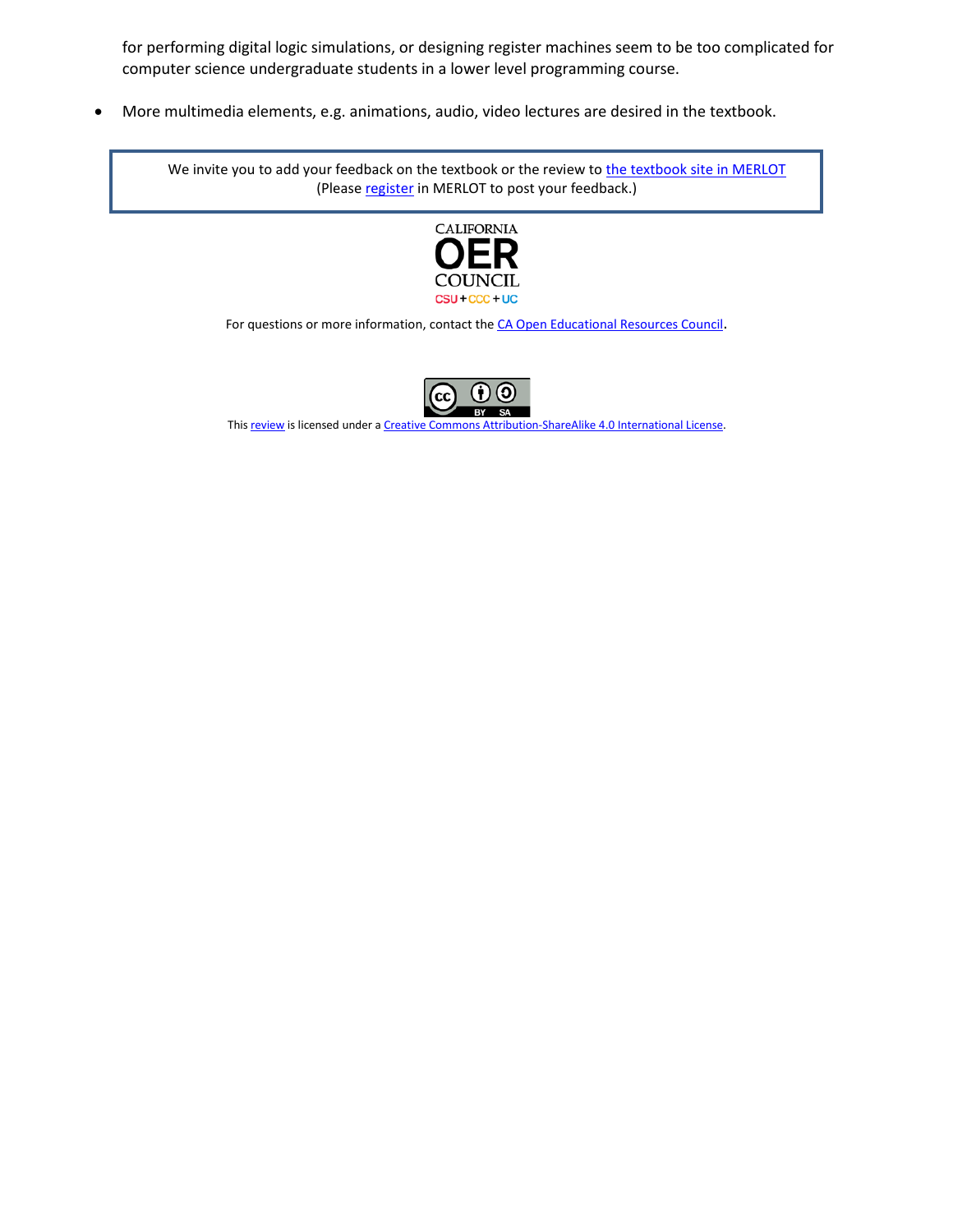for performing digital logic simulations, or designing register machines seem to be too complicated for computer science undergraduate students in a lower level programming course.

- More multimedia elements, e.g. animations, audio, video lectures are desired in the textbook.

> We invite you to add your feedback on the textbook or the review to the textbook site in MERLOT
> (Please register in MERLOT to post your feedback.)

CALIFORNIA
OER
COUNCIL
CSU + CCC + UC

For questions or more information, contact the CA Open Educational Resources Council.

This review is licensed under a Creative Commons Attribution-ShareAlike 4.0 International License.